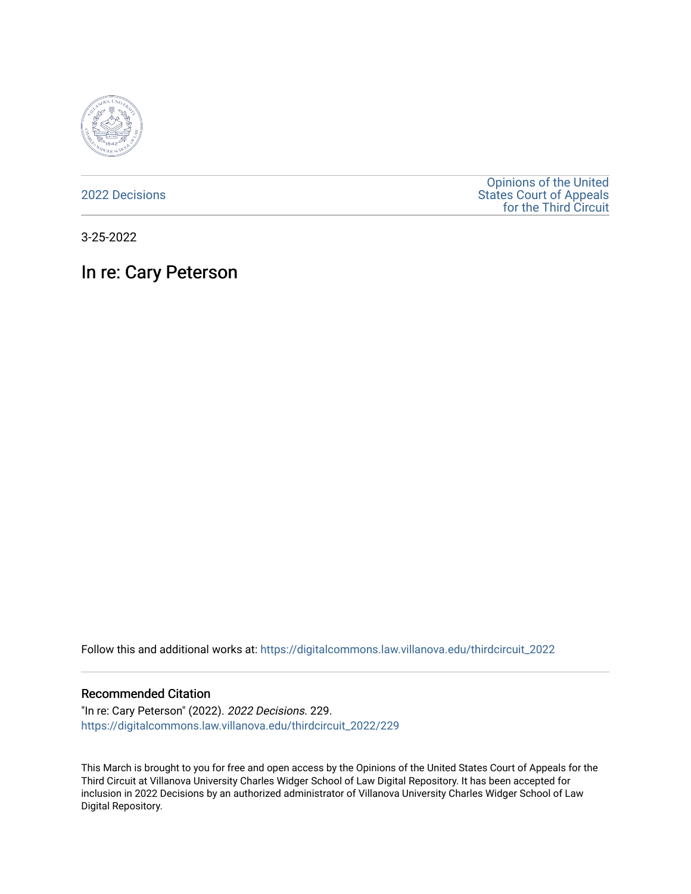2022 Decisions

Opinions of the United States Court of Appeals for the Third Circuit

3-25-2022

# In re: Cary Peterson

Follow this and additional works at: https://digitalcommons.law.villanova.edu/thirdcircuit_2022

## Recommended Citation

"In re: Cary Peterson" (2022). *2022 Decisions*. 229.
https://digitalcommons.law.villanova.edu/thirdcircuit_2022/229

This March is brought to you for free and open access by the Opinions of the United States Court of Appeals for the Third Circuit at Villanova University Charles Widger School of Law Digital Repository. It has been accepted for inclusion in 2022 Decisions by an authorized administrator of Villanova University Charles Widger School of Law Digital Repository.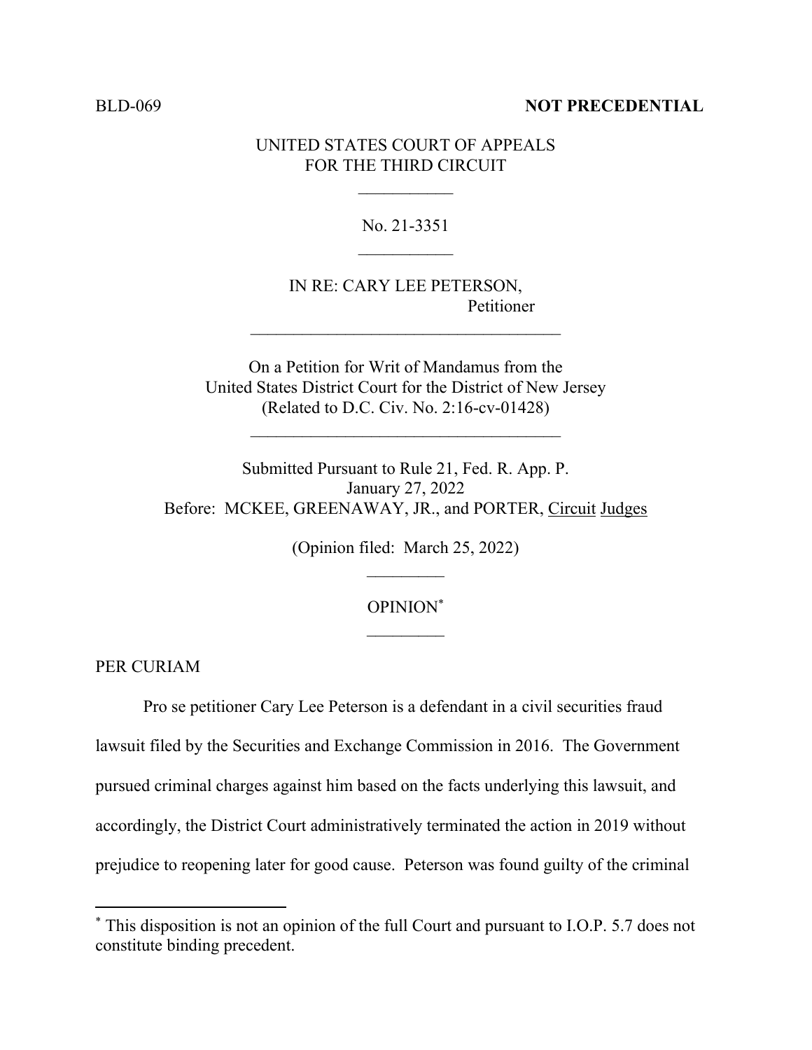BLD-069 **NOT PRECEDENTIAL**

UNITED STATES COURT OF APPEALS
FOR THE THIRD CIRCUIT

\_\_\_\_\_\_\_\_\_\_\_

No. 21-3351

\_\_\_\_\_\_\_\_\_\_\_

IN RE: CARY LEE PETERSON,
Petitioner

\_\_\_\_\_\_\_\_\_\_\_\_\_\_\_\_\_\_\_\_\_\_\_\_\_\_\_\_\_\_\_\_\_\_\_\_

On a Petition for Writ of Mandamus from the
United States District Court for the District of New Jersey
(Related to D.C. Civ. No. 2:16-cv-01428)

\_\_\_\_\_\_\_\_\_\_\_\_\_\_\_\_\_\_\_\_\_\_\_\_\_\_\_\_\_\_\_\_\_\_\_\_

Submitted Pursuant to Rule 21, Fed. R. App. P.
January 27, 2022
Before: MCKEE, GREENAWAY, JR., and PORTER, Circuit Judges

(Opinion filed: March 25, 2022)

\_\_\_\_\_\_\_\_\_

OPINION[*]

\_\_\_\_\_\_\_\_\_

PER CURIAM

Pro se petitioner Cary Lee Peterson is a defendant in a civil securities fraud lawsuit filed by the Securities and Exchange Commission in 2016. The Government pursued criminal charges against him based on the facts underlying this lawsuit, and accordingly, the District Court administratively terminated the action in 2019 without prejudice to reopening later for good cause. Peterson was found guilty of the criminal

[*] This disposition is not an opinion of the full Court and pursuant to I.O.P. 5.7 does not constitute binding precedent.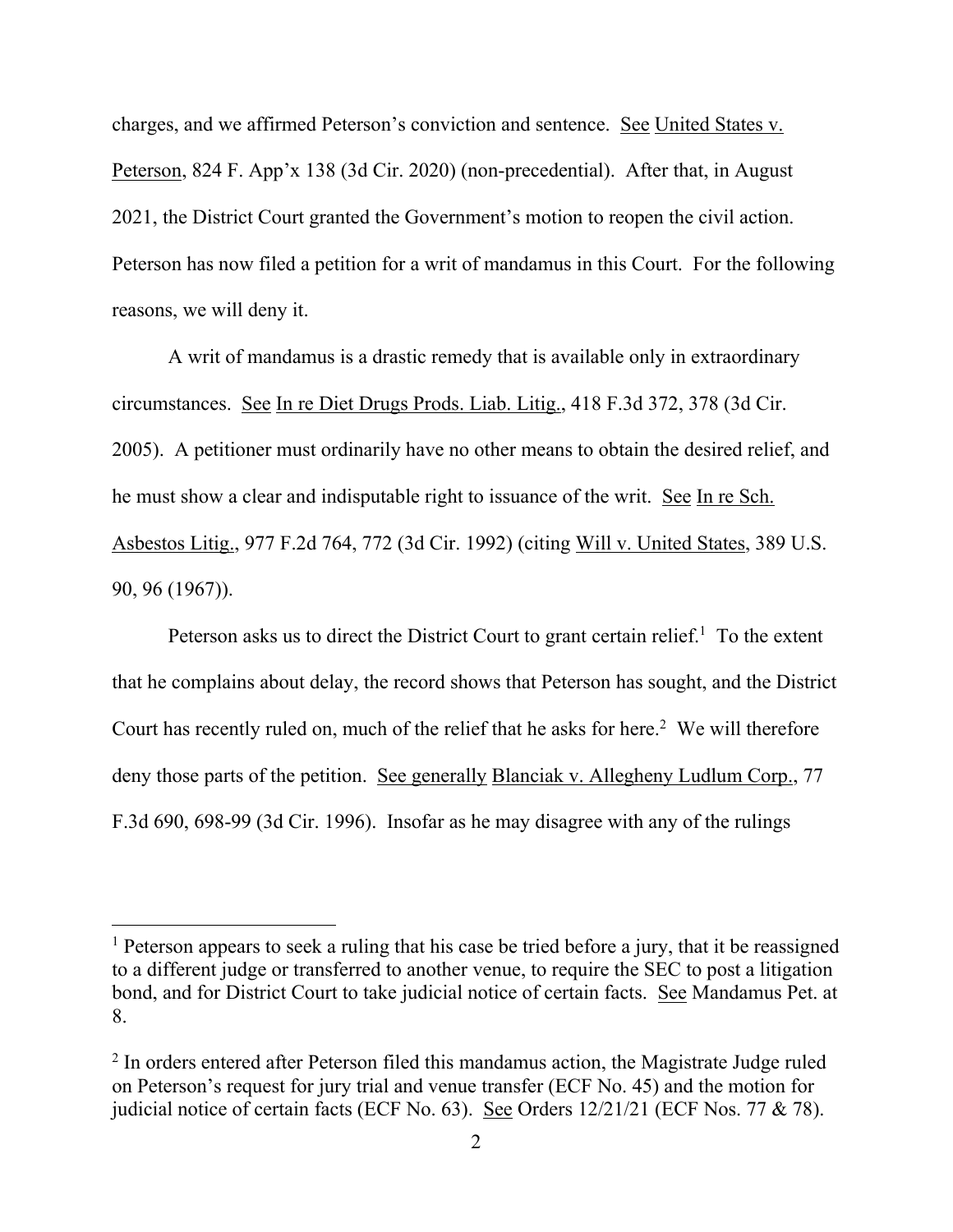charges, and we affirmed Peterson's conviction and sentence. See United States v. Peterson, 824 F. App'x 138 (3d Cir. 2020) (non-precedential). After that, in August 2021, the District Court granted the Government's motion to reopen the civil action. Peterson has now filed a petition for a writ of mandamus in this Court. For the following reasons, we will deny it.

A writ of mandamus is a drastic remedy that is available only in extraordinary circumstances. See In re Diet Drugs Prods. Liab. Litig., 418 F.3d 372, 378 (3d Cir. 2005). A petitioner must ordinarily have no other means to obtain the desired relief, and he must show a clear and indisputable right to issuance of the writ. See In re Sch. Asbestos Litig., 977 F.2d 764, 772 (3d Cir. 1992) (citing Will v. United States, 389 U.S. 90, 96 (1967)).

Peterson asks us to direct the District Court to grant certain relief.[1] To the extent that he complains about delay, the record shows that Peterson has sought, and the District Court has recently ruled on, much of the relief that he asks for here.[2] We will therefore deny those parts of the petition. See generally Blanciak v. Allegheny Ludlum Corp., 77 F.3d 690, 698-99 (3d Cir. 1996). Insofar as he may disagree with any of the rulings

---

[1] Peterson appears to seek a ruling that his case be tried before a jury, that it be reassigned to a different judge or transferred to another venue, to require the SEC to post a litigation bond, and for District Court to take judicial notice of certain facts. See Mandamus Pet. at 8.

[2] In orders entered after Peterson filed this mandamus action, the Magistrate Judge ruled on Peterson's request for jury trial and venue transfer (ECF No. 45) and the motion for judicial notice of certain facts (ECF No. 63). See Orders 12/21/21 (ECF Nos. 77 & 78).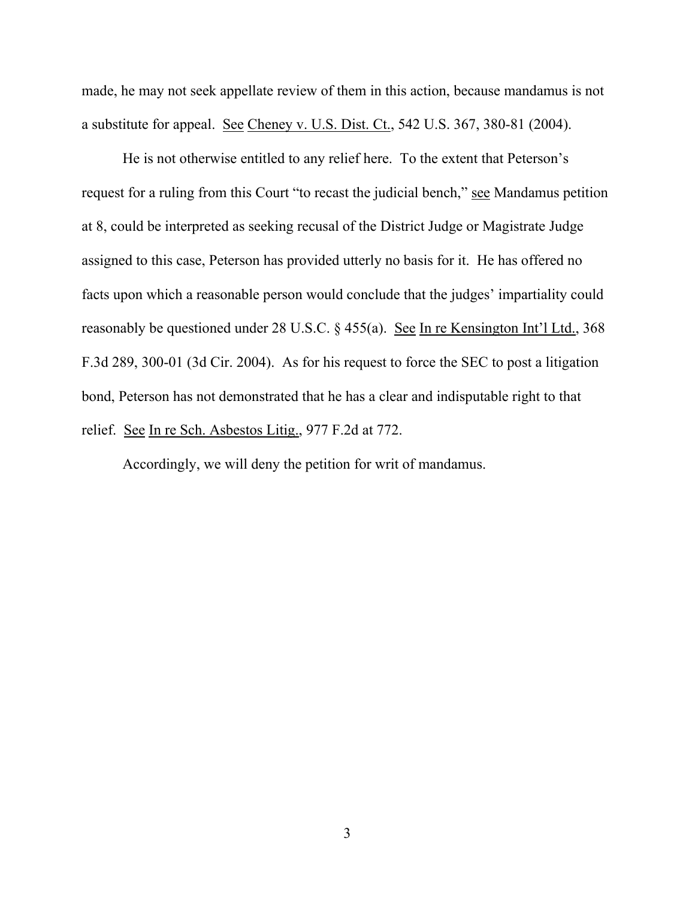made, he may not seek appellate review of them in this action, because mandamus is not a substitute for appeal. See Cheney v. U.S. Dist. Ct., 542 U.S. 367, 380-81 (2004).

He is not otherwise entitled to any relief here. To the extent that Peterson's request for a ruling from this Court "to recast the judicial bench," see Mandamus petition at 8, could be interpreted as seeking recusal of the District Judge or Magistrate Judge assigned to this case, Peterson has provided utterly no basis for it. He has offered no facts upon which a reasonable person would conclude that the judges' impartiality could reasonably be questioned under 28 U.S.C. § 455(a). See In re Kensington Int'l Ltd., 368 F.3d 289, 300-01 (3d Cir. 2004). As for his request to force the SEC to post a litigation bond, Peterson has not demonstrated that he has a clear and indisputable right to that relief. See In re Sch. Asbestos Litig., 977 F.2d at 772.

Accordingly, we will deny the petition for writ of mandamus.